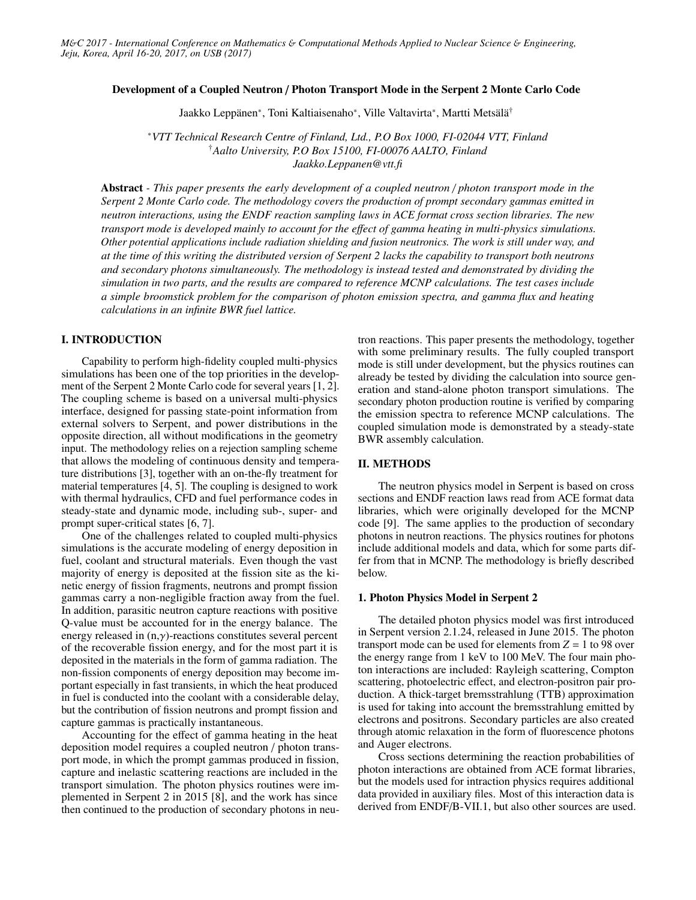# Development of a Coupled Neutron / Photon Transport Mode in the Serpent 2 Monte Carlo Code

Jaakko Leppänen[*], Toni Kaltiaisenaho[*], Ville Valtavirta[*], Martti Metsälä[†]

[*]*VTT Technical Research Centre of Finland, Ltd., P.O Box 1000, FI-02044 VTT, Finland*
[†]*Aalto University, P.O Box 15100, FI-00076 AALTO, Finland*
*Jaakko.Leppanen@vtt.fi*

**Abstract** - *This paper presents the early development of a coupled neutron / photon transport mode in the Serpent 2 Monte Carlo code. The methodology covers the production of prompt secondary gammas emitted in neutron interactions, using the ENDF reaction sampling laws in ACE format cross section libraries. The new transport mode is developed mainly to account for the effect of gamma heating in multi-physics simulations. Other potential applications include radiation shielding and fusion neutronics. The work is still under way, and at the time of this writing the distributed version of Serpent 2 lacks the capability to transport both neutrons and secondary photons simultaneously. The methodology is instead tested and demonstrated by dividing the simulation in two parts, and the results are compared to reference MCNP calculations. The test cases include a simple broomstick problem for the comparison of photon emission spectra, and gamma flux and heating calculations in an infinite BWR fuel lattice.*

## I. INTRODUCTION

Capability to perform high-fidelity coupled multi-physics simulations has been one of the top priorities in the development of the Serpent 2 Monte Carlo code for several years [1, 2]. The coupling scheme is based on a universal multi-physics interface, designed for passing state-point information from external solvers to Serpent, and power distributions in the opposite direction, all without modifications in the geometry input. The methodology relies on a rejection sampling scheme that allows the modeling of continuous density and temperature distributions [3], together with an on-the-fly treatment for material temperatures [4, 5]. The coupling is designed to work with thermal hydraulics, CFD and fuel performance codes in steady-state and dynamic mode, including sub-, super- and prompt super-critical states [6, 7].

One of the challenges related to coupled multi-physics simulations is the accurate modeling of energy deposition in fuel, coolant and structural materials. Even though the vast majority of energy is deposited at the fission site as the kinetic energy of fission fragments, neutrons and prompt fission gammas carry a non-negligible fraction away from the fuel. In addition, parasitic neutron capture reactions with positive Q-value must be accounted for in the energy balance. The energy released in (n,$\gamma$)-reactions constitutes several percent of the recoverable fission energy, and for the most part it is deposited in the materials in the form of gamma radiation. The non-fission components of energy deposition may become important especially in fast transients, in which the heat produced in fuel is conducted into the coolant with a considerable delay, but the contribution of fission neutrons and prompt fission and capture gammas is practically instantaneous.

Accounting for the effect of gamma heating in the heat deposition model requires a coupled neutron / photon transport mode, in which the prompt gammas produced in fission, capture and inelastic scattering reactions are included in the transport simulation. The photon physics routines were implemented in Serpent 2 in 2015 [8], and the work has since then continued to the production of secondary photons in neutron reactions. This paper presents the methodology, together with some preliminary results. The fully coupled transport mode is still under development, but the physics routines can already be tested by dividing the calculation into source generation and stand-alone photon transport simulations. The secondary photon production routine is verified by comparing the emission spectra to reference MCNP calculations. The coupled simulation mode is demonstrated by a steady-state BWR assembly calculation.

## II. METHODS

The neutron physics model in Serpent is based on cross sections and ENDF reaction laws read from ACE format data libraries, which were originally developed for the MCNP code [9]. The same applies to the production of secondary photons in neutron reactions. The physics routines for photons include additional models and data, which for some parts differ from that in MCNP. The methodology is briefly described below.

### 1. Photon Physics Model in Serpent 2

The detailed photon physics model was first introduced in Serpent version 2.1.24, released in June 2015. The photon transport mode can be used for elements from $Z$ = 1 to 98 over the energy range from 1 keV to 100 MeV. The four main photon interactions are included: Rayleigh scattering, Compton scattering, photoelectric effect, and electron-positron pair production. A thick-target bremsstrahlung (TTB) approximation is used for taking into account the bremsstrahlung emitted by electrons and positrons. Secondary particles are also created through atomic relaxation in the form of fluorescence photons and Auger electrons.

Cross sections determining the reaction probabilities of photon interactions are obtained from ACE format libraries, but the models used for intraction physics requires additional data provided in auxiliary files. Most of this interaction data is derived from ENDF/B-VII.1, but also other sources are used.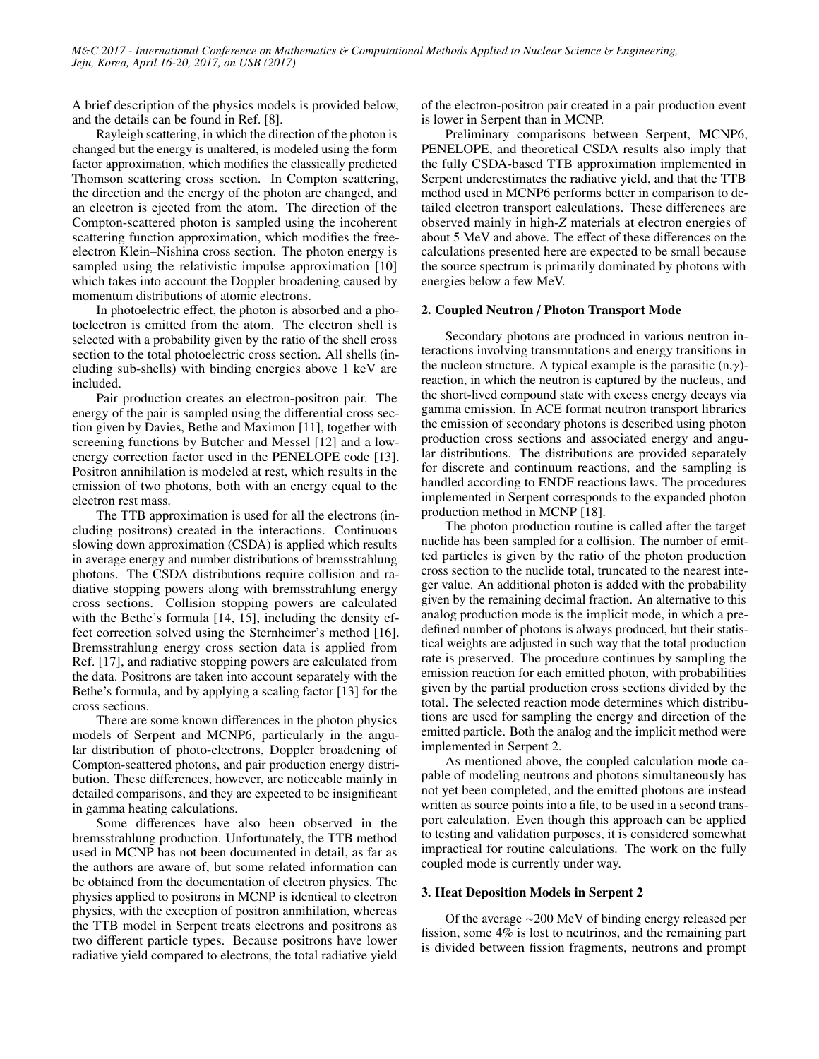A brief description of the physics models is provided below, and the details can be found in Ref. [8].

Rayleigh scattering, in which the direction of the photon is changed but the energy is unaltered, is modeled using the form factor approximation, which modifies the classically predicted Thomson scattering cross section. In Compton scattering, the direction and the energy of the photon are changed, and an electron is ejected from the atom. The direction of the Compton-scattered photon is sampled using the incoherent scattering function approximation, which modifies the free-electron Klein–Nishina cross section. The photon energy is sampled using the relativistic impulse approximation [10] which takes into account the Doppler broadening caused by momentum distributions of atomic electrons.

In photoelectric effect, the photon is absorbed and a photoelectron is emitted from the atom. The electron shell is selected with a probability given by the ratio of the shell cross section to the total photoelectric cross section. All shells (including sub-shells) with binding energies above 1 keV are included.

Pair production creates an electron-positron pair. The energy of the pair is sampled using the differential cross section given by Davies, Bethe and Maximon [11], together with screening functions by Butcher and Messel [12] and a low-energy correction factor used in the PENELOPE code [13]. Positron annihilation is modeled at rest, which results in the emission of two photons, both with an energy equal to the electron rest mass.

The TTB approximation is used for all the electrons (including positrons) created in the interactions. Continuous slowing down approximation (CSDA) is applied which results in average energy and number distributions of bremsstrahlung photons. The CSDA distributions require collision and radiative stopping powers along with bremsstrahlung energy cross sections. Collision stopping powers are calculated with the Bethe's formula [14, 15], including the density effect correction solved using the Sternheimer's method [16]. Bremsstrahlung energy cross section data is applied from Ref. [17], and radiative stopping powers are calculated from the data. Positrons are taken into account separately with the Bethe's formula, and by applying a scaling factor [13] for the cross sections.

There are some known differences in the photon physics models of Serpent and MCNP6, particularly in the angular distribution of photo-electrons, Doppler broadening of Compton-scattered photons, and pair production energy distribution. These differences, however, are noticeable mainly in detailed comparisons, and they are expected to be insignificant in gamma heating calculations.

Some differences have also been observed in the bremsstrahlung production. Unfortunately, the TTB method used in MCNP has not been documented in detail, as far as the authors are aware of, but some related information can be obtained from the documentation of electron physics. The physics applied to positrons in MCNP is identical to electron physics, with the exception of positron annihilation, whereas the TTB model in Serpent treats electrons and positrons as two different particle types. Because positrons have lower radiative yield compared to electrons, the total radiative yield of the electron-positron pair created in a pair production event is lower in Serpent than in MCNP.

Preliminary comparisons between Serpent, MCNP6, PENELOPE, and theoretical CSDA results also imply that the fully CSDA-based TTB approximation implemented in Serpent underestimates the radiative yield, and that the TTB method used in MCNP6 performs better in comparison to detailed electron transport calculations. These differences are observed mainly in high-$Z$ materials at electron energies of about 5 MeV and above. The effect of these differences on the calculations presented here are expected to be small because the source spectrum is primarily dominated by photons with energies below a few MeV.

## 2. Coupled Neutron / Photon Transport Mode

Secondary photons are produced in various neutron interactions involving transmutations and energy transitions in the nucleon structure. A typical example is the parasitic $(n,\gamma)$-reaction, in which the neutron is captured by the nucleus, and the short-lived compound state with excess energy decays via gamma emission. In ACE format neutron transport libraries the emission of secondary photons is described using photon production cross sections and associated energy and angular distributions. The distributions are provided separately for discrete and continuum reactions, and the sampling is handled according to ENDF reactions laws. The procedures implemented in Serpent corresponds to the expanded photon production method in MCNP [18].

The photon production routine is called after the target nuclide has been sampled for a collision. The number of emitted particles is given by the ratio of the photon production cross section to the nuclide total, truncated to the nearest integer value. An additional photon is added with the probability given by the remaining decimal fraction. An alternative to this analog production mode is the implicit mode, in which a predefined number of photons is always produced, but their statistical weights are adjusted in such way that the total production rate is preserved. The procedure continues by sampling the emission reaction for each emitted photon, with probabilities given by the partial production cross sections divided by the total. The selected reaction mode determines which distributions are used for sampling the energy and direction of the emitted particle. Both the analog and the implicit method were implemented in Serpent 2.

As mentioned above, the coupled calculation mode capable of modeling neutrons and photons simultaneously has not yet been completed, and the emitted photons are instead written as source points into a file, to be used in a second transport calculation. Even though this approach can be applied to testing and validation purposes, it is considered somewhat impractical for routine calculations. The work on the fully coupled mode is currently under way.

## 3. Heat Deposition Models in Serpent 2

Of the average ∼200 MeV of binding energy released per fission, some 4% is lost to neutrinos, and the remaining part is divided between fission fragments, neutrons and prompt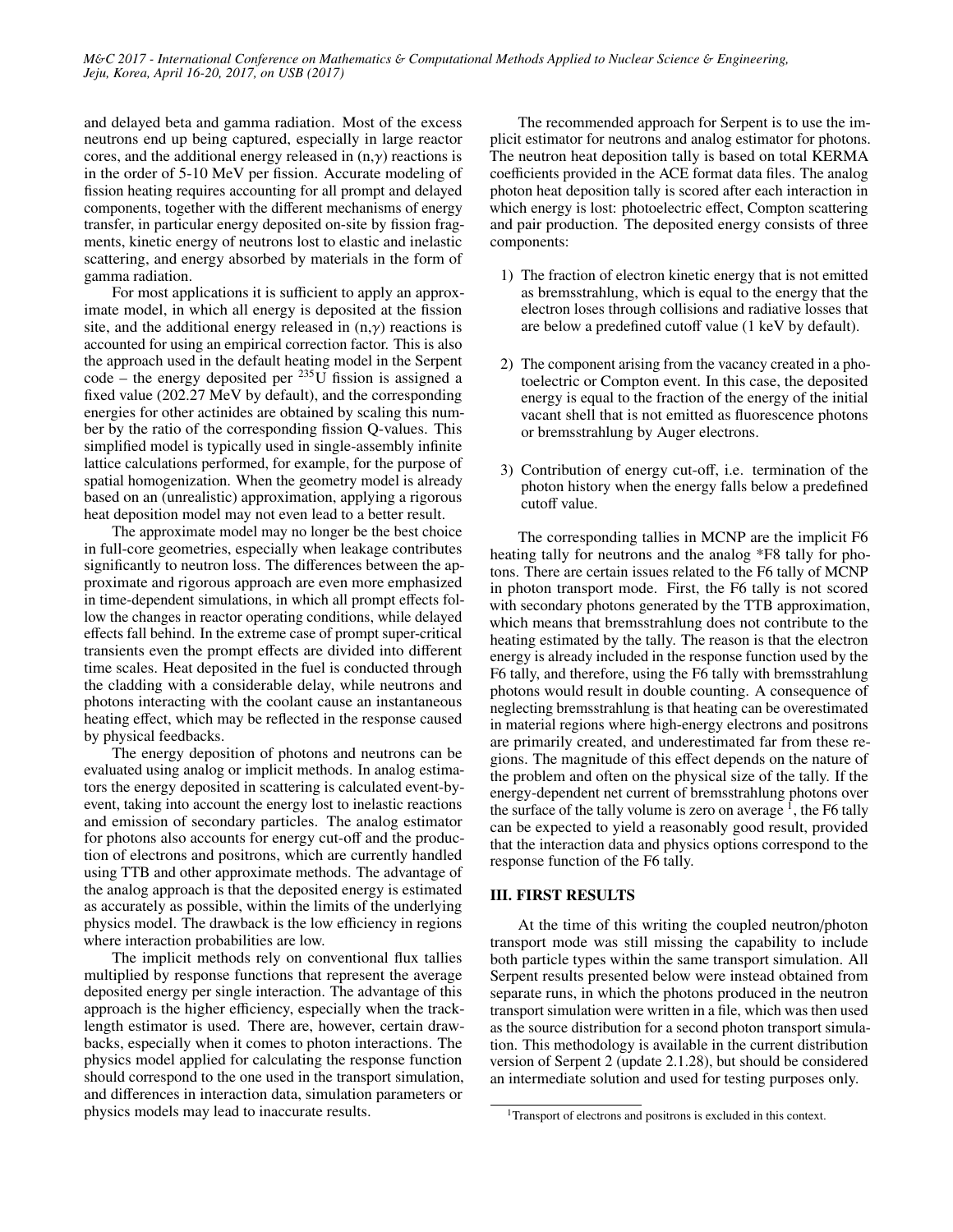and delayed beta and gamma radiation. Most of the excess neutrons end up being captured, especially in large reactor cores, and the additional energy released in (n,$\gamma$) reactions is in the order of 5-10 MeV per fission. Accurate modeling of fission heating requires accounting for all prompt and delayed components, together with the different mechanisms of energy transfer, in particular energy deposited on-site by fission fragments, kinetic energy of neutrons lost to elastic and inelastic scattering, and energy absorbed by materials in the form of gamma radiation.

For most applications it is sufficient to apply an approximate model, in which all energy is deposited at the fission site, and the additional energy released in (n,$\gamma$) reactions is accounted for using an empirical correction factor. This is also the approach used in the default heating model in the Serpent code – the energy deposited per $^{235}$U fission is assigned a fixed value (202.27 MeV by default), and the corresponding energies for other actinides are obtained by scaling this number by the ratio of the corresponding fission Q-values. This simplified model is typically used in single-assembly infinite lattice calculations performed, for example, for the purpose of spatial homogenization. When the geometry model is already based on an (unrealistic) approximation, applying a rigorous heat deposition model may not even lead to a better result.

The approximate model may no longer be the best choice in full-core geometries, especially when leakage contributes significantly to neutron loss. The differences between the approximate and rigorous approach are even more emphasized in time-dependent simulations, in which all prompt effects follow the changes in reactor operating conditions, while delayed effects fall behind. In the extreme case of prompt super-critical transients even the prompt effects are divided into different time scales. Heat deposited in the fuel is conducted through the cladding with a considerable delay, while neutrons and photons interacting with the coolant cause an instantaneous heating effect, which may be reflected in the response caused by physical feedbacks.

The energy deposition of photons and neutrons can be evaluated using analog or implicit methods. In analog estimators the energy deposited in scattering is calculated event-by-event, taking into account the energy lost to inelastic reactions and emission of secondary particles. The analog estimator for photons also accounts for energy cut-off and the production of electrons and positrons, which are currently handled using TTB and other approximate methods. The advantage of the analog approach is that the deposited energy is estimated as accurately as possible, within the limits of the underlying physics model. The drawback is the low efficiency in regions where interaction probabilities are low.

The implicit methods rely on conventional flux tallies multiplied by response functions that represent the average deposited energy per single interaction. The advantage of this approach is the higher efficiency, especially when the track-length estimator is used. There are, however, certain drawbacks, especially when it comes to photon interactions. The physics model applied for calculating the response function should correspond to the one used in the transport simulation, and differences in interaction data, simulation parameters or physics models may lead to inaccurate results.

The recommended approach for Serpent is to use the implicit estimator for neutrons and analog estimator for photons. The neutron heat deposition tally is based on total KERMA coefficients provided in the ACE format data files. The analog photon heat deposition tally is scored after each interaction in which energy is lost: photoelectric effect, Compton scattering and pair production. The deposited energy consists of three components:

1) The fraction of electron kinetic energy that is not emitted as bremsstrahlung, which is equal to the energy that the electron loses through collisions and radiative losses that are below a predefined cutoff value (1 keV by default).

2) The component arising from the vacancy created in a photoelectric or Compton event. In this case, the deposited energy is equal to the fraction of the energy of the initial vacant shell that is not emitted as fluorescence photons or bremsstrahlung by Auger electrons.

3) Contribution of energy cut-off, i.e. termination of the photon history when the energy falls below a predefined cutoff value.

The corresponding tallies in MCNP are the implicit F6 heating tally for neutrons and the analog *F8 tally for photons. There are certain issues related to the F6 tally of MCNP in photon transport mode. First, the F6 tally is not scored with secondary photons generated by the TTB approximation, which means that bremsstrahlung does not contribute to the heating estimated by the tally. The reason is that the electron energy is already included in the response function used by the F6 tally, and therefore, using the F6 tally with bremsstrahlung photons would result in double counting. A consequence of neglecting bremsstrahlung is that heating can be overestimated in material regions where high-energy electrons and positrons are primarily created, and underestimated far from these regions. The magnitude of this effect depends on the nature of the problem and often on the physical size of the tally. If the energy-dependent net current of bremsstrahlung photons over the surface of the tally volume is zero on average [1], the F6 tally can be expected to yield a reasonably good result, provided that the interaction data and physics options correspond to the response function of the F6 tally.

## III. FIRST RESULTS

At the time of this writing the coupled neutron/photon transport mode was still missing the capability to include both particle types within the same transport simulation. All Serpent results presented below were instead obtained from separate runs, in which the photons produced in the neutron transport simulation were written in a file, which was then used as the source distribution for a second photon transport simulation. This methodology is available in the current distribution version of Serpent 2 (update 2.1.28), but should be considered an intermediate solution and used for testing purposes only.

[1] Transport of electrons and positrons is excluded in this context.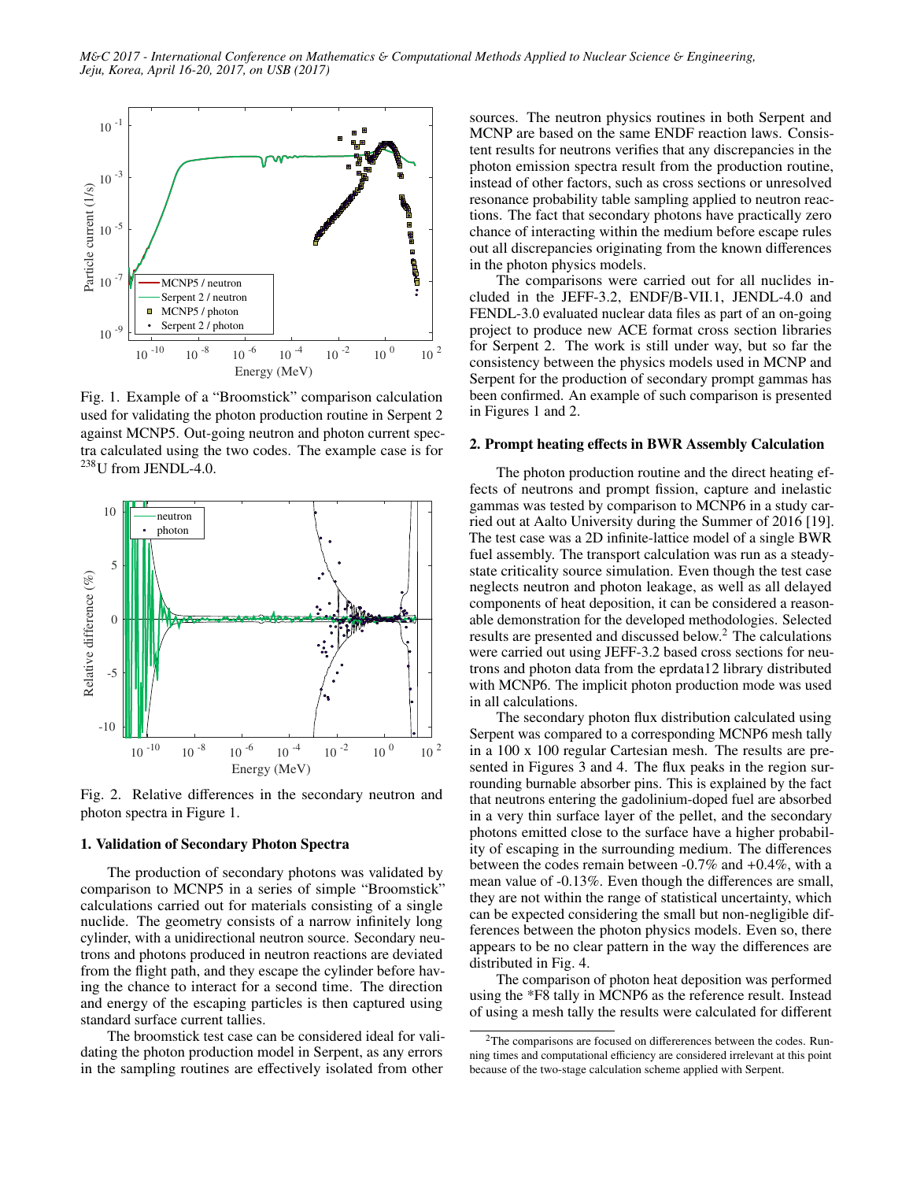Fig. 1. Example of a "Broomstick" comparison calculation used for validating the photon production routine in Serpent 2 against MCNP5. Out-going neutron and photon current spectra calculated using the two codes. The example case is for $^{238}$U from JENDL-4.0.

Fig. 2. Relative differences in the secondary neutron and photon spectra in Figure 1.

## 1. Validation of Secondary Photon Spectra

The production of secondary photons was validated by comparison to MCNP5 in a series of simple "Broomstick" calculations carried out for materials consisting of a single nuclide. The geometry consists of a narrow infinitely long cylinder, with a unidirectional neutron source. Secondary neutrons and photons produced in neutron reactions are deviated from the flight path, and they escape the cylinder before having the chance to interact for a second time. The direction and energy of the escaping particles is then captured using standard surface current tallies.

The broomstick test case can be considered ideal for validating the photon production model in Serpent, as any errors in the sampling routines are effectively isolated from other sources. The neutron physics routines in both Serpent and MCNP are based on the same ENDF reaction laws. Consistent results for neutrons verifies that any discrepancies in the photon emission spectra result from the production routine, instead of other factors, such as cross sections or unresolved resonance probability table sampling applied to neutron reactions. The fact that secondary photons have practically zero chance of interacting within the medium before escape rules out all discrepancies originating from the known differences in the photon physics models.

The comparisons were carried out for all nuclides included in the JEFF-3.2, ENDF/B-VII.1, JENDL-4.0 and FENDL-3.0 evaluated nuclear data files as part of an on-going project to produce new ACE format cross section libraries for Serpent 2. The work is still under way, but so far the consistency between the physics models used in MCNP and Serpent for the production of secondary prompt gammas has been confirmed. An example of such comparison is presented in Figures 1 and 2.

## 2. Prompt heating effects in BWR Assembly Calculation

The photon production routine and the direct heating effects of neutrons and prompt fission, capture and inelastic gammas was tested by comparison to MCNP6 in a study carried out at Aalto University during the Summer of 2016 [19]. The test case was a 2D infinite-lattice model of a single BWR fuel assembly. The transport calculation was run as a steady-state criticality source simulation. Even though the test case neglects neutron and photon leakage, as well as all delayed components of heat deposition, it can be considered a reasonable demonstration for the developed methodologies. Selected results are presented and discussed below.[2] The calculations were carried out using JEFF-3.2 based cross sections for neutrons and photon data from the eprdata12 library distributed with MCNP6. The implicit photon production mode was used in all calculations.

The secondary photon flux distribution calculated using Serpent was compared to a corresponding MCNP6 mesh tally in a 100 x 100 regular Cartesian mesh. The results are presented in Figures 3 and 4. The flux peaks in the region surrounding burnable absorber pins. This is explained by the fact that neutrons entering the gadolinium-doped fuel are absorbed in a very thin surface layer of the pellet, and the secondary photons emitted close to the surface have a higher probability of escaping in the surrounding medium. The differences between the codes remain between -0.7% and +0.4%, with a mean value of -0.13%. Even though the differences are small, they are not within the range of statistical uncertainty, which can be expected considering the small but non-negligible differences between the photon physics models. Even so, there appears to be no clear pattern in the way the differences are distributed in Fig. 4.

The comparison of photon heat deposition was performed using the *F8 tally in MCNP6 as the reference result. Instead of using a mesh tally the results were calculated for different

[2] The comparisons are focused on differerences between the codes. Running times and computational efficiency are considered irrelevant at this point because of the two-stage calculation scheme applied with Serpent.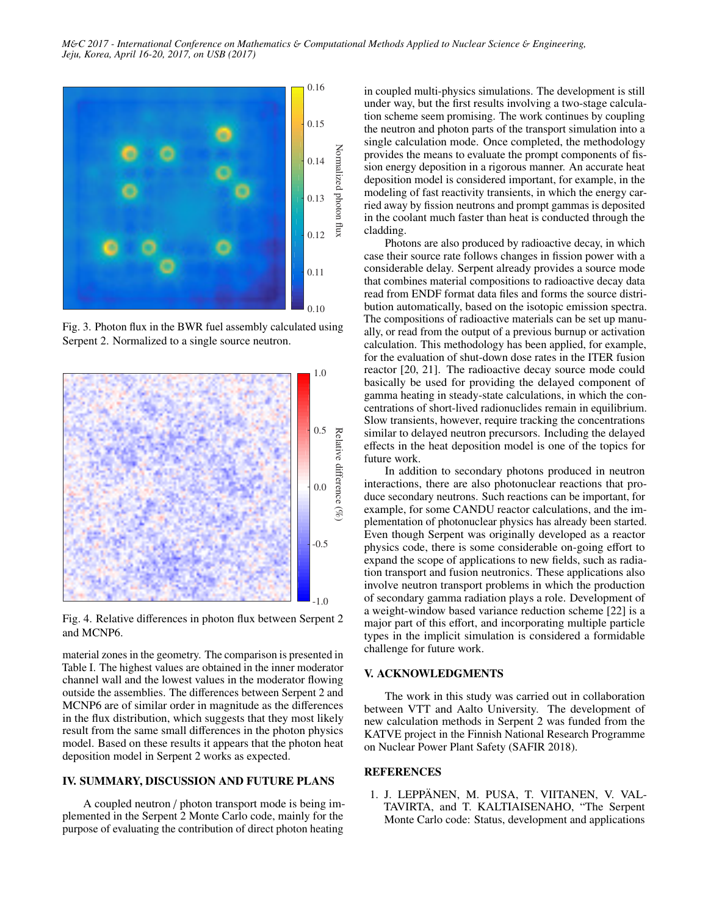Fig. 3. Photon flux in the BWR fuel assembly calculated using Serpent 2. Normalized to a single source neutron.

Fig. 4. Relative differences in photon flux between Serpent 2 and MCNP6.

material zones in the geometry. The comparison is presented in Table I. The highest values are obtained in the inner moderator channel wall and the lowest values in the moderator flowing outside the assemblies. The differences between Serpent 2 and MCNP6 are of similar order in magnitude as the differences in the flux distribution, which suggests that they most likely result from the same small differences in the photon physics model. Based on these results it appears that the photon heat deposition model in Serpent 2 works as expected.

## IV. SUMMARY, DISCUSSION AND FUTURE PLANS

A coupled neutron / photon transport mode is being implemented in the Serpent 2 Monte Carlo code, mainly for the purpose of evaluating the contribution of direct photon heating in coupled multi-physics simulations. The development is still under way, but the first results involving a two-stage calculation scheme seem promising. The work continues by coupling the neutron and photon parts of the transport simulation into a single calculation mode. Once completed, the methodology provides the means to evaluate the prompt components of fission energy deposition in a rigorous manner. An accurate heat deposition model is considered important, for example, in the modeling of fast reactivity transients, in which the energy carried away by fission neutrons and prompt gammas is deposited in the coolant much faster than heat is conducted through the cladding.

Photons are also produced by radioactive decay, in which case their source rate follows changes in fission power with a considerable delay. Serpent already provides a source mode that combines material compositions to radioactive decay data read from ENDF format data files and forms the source distribution automatically, based on the isotopic emission spectra. The compositions of radioactive materials can be set up manually, or read from the output of a previous burnup or activation calculation. This methodology has been applied, for example, for the evaluation of shut-down dose rates in the ITER fusion reactor [20, 21]. The radioactive decay source mode could basically be used for providing the delayed component of gamma heating in steady-state calculations, in which the concentrations of short-lived radionuclides remain in equilibrium. Slow transients, however, require tracking the concentrations similar to delayed neutron precursors. Including the delayed effects in the heat deposition model is one of the topics for future work.

In addition to secondary photons produced in neutron interactions, there are also photonuclear reactions that produce secondary neutrons. Such reactions can be important, for example, for some CANDU reactor calculations, and the implementation of photonuclear physics has already been started. Even though Serpent was originally developed as a reactor physics code, there is some considerable on-going effort to expand the scope of applications to new fields, such as radiation transport and fusion neutronics. These applications also involve neutron transport problems in which the production of secondary gamma radiation plays a role. Development of a weight-window based variance reduction scheme [22] is a major part of this effort, and incorporating multiple particle types in the implicit simulation is considered a formidable challenge for future work.

## V. ACKNOWLEDGMENTS

The work in this study was carried out in collaboration between VTT and Aalto University. The development of new calculation methods in Serpent 2 was funded from the KATVE project in the Finnish National Research Programme on Nuclear Power Plant Safety (SAFIR 2018).

## REFERENCES

1. J. LEPPÄNEN, M. PUSA, T. VIITANEN, V. VALTAVIRTA, and T. KALTIAISENAHO, "The Serpent Monte Carlo code: Status, development and applications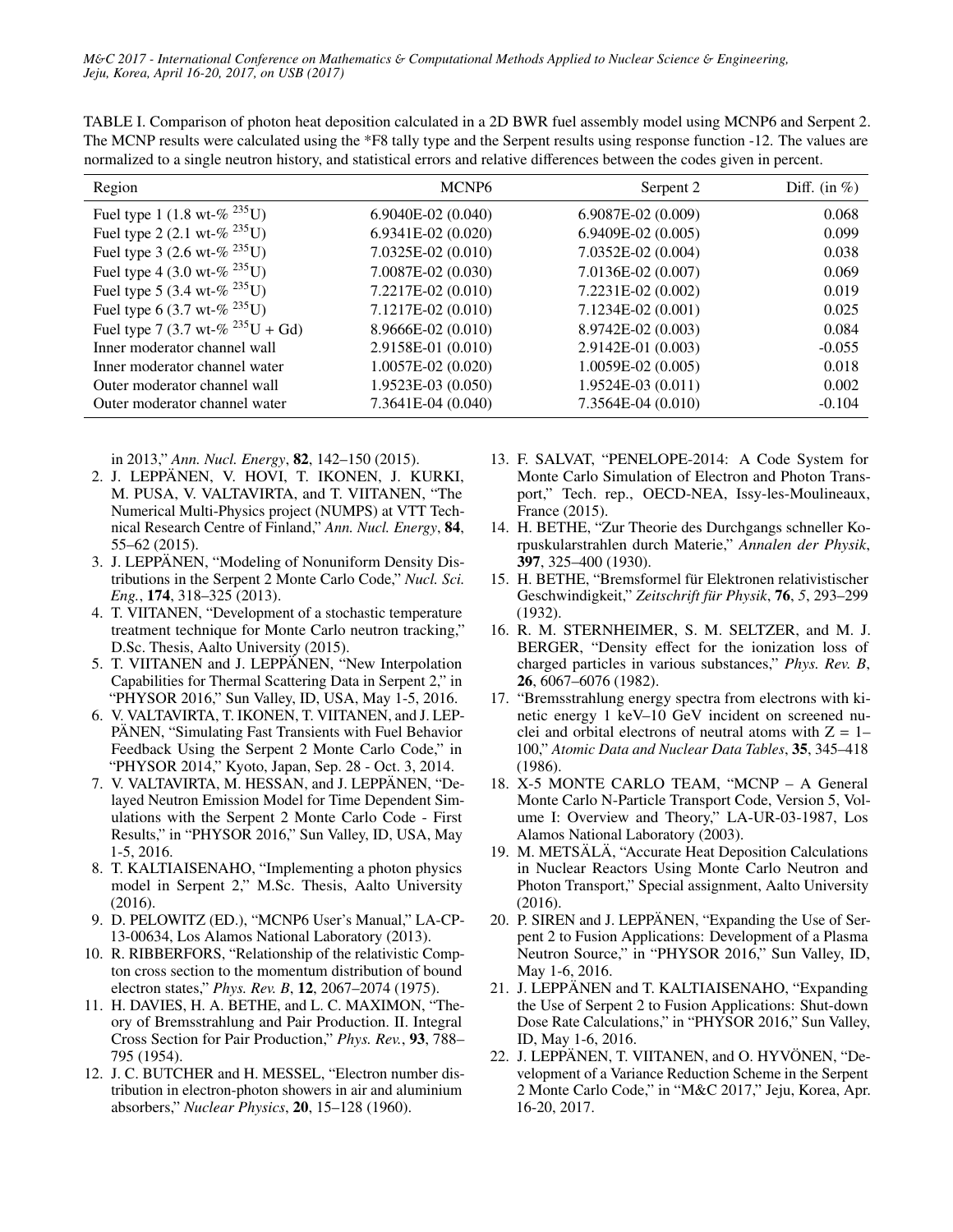TABLE I. Comparison of photon heat deposition calculated in a 2D BWR fuel assembly model using MCNP6 and Serpent 2. The MCNP results were calculated using the *F8 tally type and the Serpent results using response function -12. The values are normalized to a single neutron history, and statistical errors and relative differences between the codes given in percent.

| Region | MCNP6 | Serpent 2 | Diff. (in %) |
|---|---|---|---|
| Fuel type 1 (1.8 wt-% $^{235}$U) | 6.9040E-02 (0.040) | 6.9087E-02 (0.009) | 0.068 |
| Fuel type 2 (2.1 wt-% $^{235}$U) | 6.9341E-02 (0.020) | 6.9409E-02 (0.005) | 0.099 |
| Fuel type 3 (2.6 wt-% $^{235}$U) | 7.0325E-02 (0.010) | 7.0352E-02 (0.004) | 0.038 |
| Fuel type 4 (3.0 wt-% $^{235}$U) | 7.0087E-02 (0.030) | 7.0136E-02 (0.007) | 0.069 |
| Fuel type 5 (3.4 wt-% $^{235}$U) | 7.2217E-02 (0.010) | 7.2231E-02 (0.002) | 0.019 |
| Fuel type 6 (3.7 wt-% $^{235}$U) | 7.1217E-02 (0.010) | 7.1234E-02 (0.001) | 0.025 |
| Fuel type 7 (3.7 wt-% $^{235}$U + Gd) | 8.9666E-02 (0.010) | 8.9742E-02 (0.003) | 0.084 |
| Inner moderator channel wall | 2.9158E-01 (0.010) | 2.9142E-01 (0.003) | -0.055 |
| Inner moderator channel water | 1.0057E-02 (0.020) | 1.0059E-02 (0.005) | 0.018 |
| Outer moderator channel wall | 1.9523E-03 (0.050) | 1.9524E-03 (0.011) | 0.002 |
| Outer moderator channel water | 7.3641E-04 (0.040) | 7.3564E-04 (0.010) | -0.104 |

in 2013," *Ann. Nucl. Energy*, **82**, 142–150 (2015).

2. J. LEPPÄNEN, V. HOVI, T. IKONEN, J. KURKI, M. PUSA, V. VALTAVIRTA, and T. VIITANEN, "The Numerical Multi-Physics project (NUMPS) at VTT Technical Research Centre of Finland," *Ann. Nucl. Energy*, **84**, 55–62 (2015).
3. J. LEPPÄNEN, "Modeling of Nonuniform Density Distributions in the Serpent 2 Monte Carlo Code," *Nucl. Sci. Eng.*, **174**, 318–325 (2013).
4. T. VIITANEN, "Development of a stochastic temperature treatment technique for Monte Carlo neutron tracking," D.Sc. Thesis, Aalto University (2015).
5. T. VIITANEN and J. LEPPÄNEN, "New Interpolation Capabilities for Thermal Scattering Data in Serpent 2," in "PHYSOR 2016," Sun Valley, ID, USA, May 1-5, 2016.
6. V. VALTAVIRTA, T. IKONEN, T. VIITANEN, and J. LEPPÄNEN, "Simulating Fast Transients with Fuel Behavior Feedback Using the Serpent 2 Monte Carlo Code," in "PHYSOR 2014," Kyoto, Japan, Sep. 28 - Oct. 3, 2014.
7. V. VALTAVIRTA, M. HESSAN, and J. LEPPÄNEN, "Delayed Neutron Emission Model for Time Dependent Simulations with the Serpent 2 Monte Carlo Code - First Results," in "PHYSOR 2016," Sun Valley, ID, USA, May 1-5, 2016.
8. T. KALTIAISENAHO, "Implementing a photon physics model in Serpent 2," M.Sc. Thesis, Aalto University (2016).
9. D. PELOWITZ (ED.), "MCNP6 User's Manual," LA-CP-13-00634, Los Alamos National Laboratory (2013).
10. R. RIBBERFORS, "Relationship of the relativistic Compton cross section to the momentum distribution of bound electron states," *Phys. Rev. B*, **12**, 2067–2074 (1975).
11. H. DAVIES, H. A. BETHE, and L. C. MAXIMON, "Theory of Bremsstrahlung and Pair Production. II. Integral Cross Section for Pair Production," *Phys. Rev.*, **93**, 788–795 (1954).
12. J. C. BUTCHER and H. MESSEL, "Electron number distribution in electron-photon showers in air and aluminium absorbers," *Nuclear Physics*, **20**, 15–128 (1960).
13. F. SALVAT, "PENELOPE-2014: A Code System for Monte Carlo Simulation of Electron and Photon Transport," Tech. rep., OECD-NEA, Issy-les-Moulineaux, France (2015).
14. H. BETHE, "Zur Theorie des Durchgangs schneller Korpuskularstrahlen durch Materie," *Annalen der Physik*, **397**, 325–400 (1930).
15. H. BETHE, "Bremsformel für Elektronen relativistischer Geschwindigkeit," *Zeitschrift für Physik*, **76**, *5*, 293–299 (1932).
16. R. M. STERNHEIMER, S. M. SELTZER, and M. J. BERGER, "Density effect for the ionization loss of charged particles in various substances," *Phys. Rev. B*, **26**, 6067–6076 (1982).
17. "Bremsstrahlung energy spectra from electrons with kinetic energy 1 keV–10 GeV incident on screened nuclei and orbital electrons of neutral atoms with Z = 1–100," *Atomic Data and Nuclear Data Tables*, **35**, 345–418 (1986).
18. X-5 MONTE CARLO TEAM, "MCNP – A General Monte Carlo N-Particle Transport Code, Version 5, Volume I: Overview and Theory," LA-UR-03-1987, Los Alamos National Laboratory (2003).
19. M. METSÄLÄ, "Accurate Heat Deposition Calculations in Nuclear Reactors Using Monte Carlo Neutron and Photon Transport," Special assignment, Aalto University (2016).
20. P. SIREN and J. LEPPÄNEN, "Expanding the Use of Serpent 2 to Fusion Applications: Development of a Plasma Neutron Source," in "PHYSOR 2016," Sun Valley, ID, May 1-6, 2016.
21. J. LEPPÄNEN and T. KALTIAISENAHO, "Expanding the Use of Serpent 2 to Fusion Applications: Shut-down Dose Rate Calculations," in "PHYSOR 2016," Sun Valley, ID, May 1-6, 2016.
22. J. LEPPÄNEN, T. VIITANEN, and O. HYVÖNEN, "Development of a Variance Reduction Scheme in the Serpent 2 Monte Carlo Code," in "M&C 2017," Jeju, Korea, Apr. 16-20, 2017.